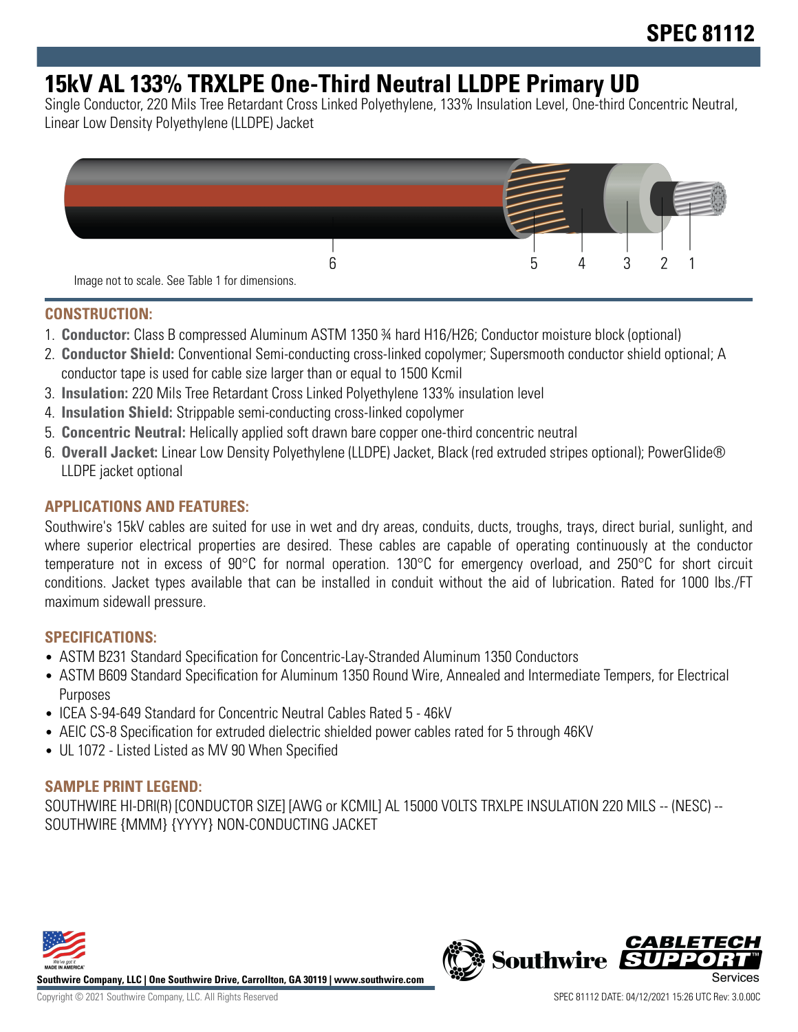# SPEC 81112

# 15kV AL 133% TRXLPE One-Third Neutral LLDPE Primary UD

Single Conductor, 220 Mils Tree Retardant Cross Linked Polyethylene, 133% Insulation Level, One-third Concentric Neutral, Linear Low Density Polyethylene (LLDPE) Jacket

Image not to scale. See Table 1 for dimensions.

## CONSTRUCTION:

1. **Conductor:** Class B compressed Aluminum ASTM 1350 ¾ hard H16/H26; Conductor moisture block (optional)
2. **Conductor Shield:** Conventional Semi-conducting cross-linked copolymer; Supersmooth conductor shield optional; A conductor tape is used for cable size larger than or equal to 1500 Kcmil
3. **Insulation:** 220 Mils Tree Retardant Cross Linked Polyethylene 133% insulation level
4. **Insulation Shield:** Strippable semi-conducting cross-linked copolymer
5. **Concentric Neutral:** Helically applied soft drawn bare copper one-third concentric neutral
6. **Overall Jacket:** Linear Low Density Polyethylene (LLDPE) Jacket, Black (red extruded stripes optional); PowerGlide® LLDPE jacket optional

## APPLICATIONS AND FEATURES:

Southwire's 15kV cables are suited for use in wet and dry areas, conduits, ducts, troughs, trays, direct burial, sunlight, and where superior electrical properties are desired. These cables are capable of operating continuously at the conductor temperature not in excess of 90°C for normal operation. 130°C for emergency overload, and 250°C for short circuit conditions. Jacket types available that can be installed in conduit without the aid of lubrication. Rated for 1000 lbs./FT maximum sidewall pressure.

## SPECIFICATIONS:

- ASTM B231 Standard Specification for Concentric-Lay-Stranded Aluminum 1350 Conductors
- ASTM B609 Standard Specification for Aluminum 1350 Round Wire, Annealed and Intermediate Tempers, for Electrical Purposes
- ICEA S-94-649 Standard for Concentric Neutral Cables Rated 5 - 46kV
- AEIC CS-8 Specification for extruded dielectric shielded power cables rated for 5 through 46KV
- UL 1072 - Listed Listed as MV 90 When Specified

## SAMPLE PRINT LEGEND:

SOUTHWIRE HI-DRI(R) [CONDUCTOR SIZE] [AWG or KCMIL] AL 15000 VOLTS TRXLPE INSULATION 220 MILS -- (NESC) -- SOUTHWIRE {MMM} {YYYY} NON-CONDUCTING JACKET

**Southwire Company, LLC | One Southwire Drive, Carrollton, GA 30119 | www.southwire.com**

Copyright © 2021 Southwire Company, LLC. All Rights Reserved

SPEC 81112 DATE: 04/12/2021 15:26 UTC Rev: 3.0.00C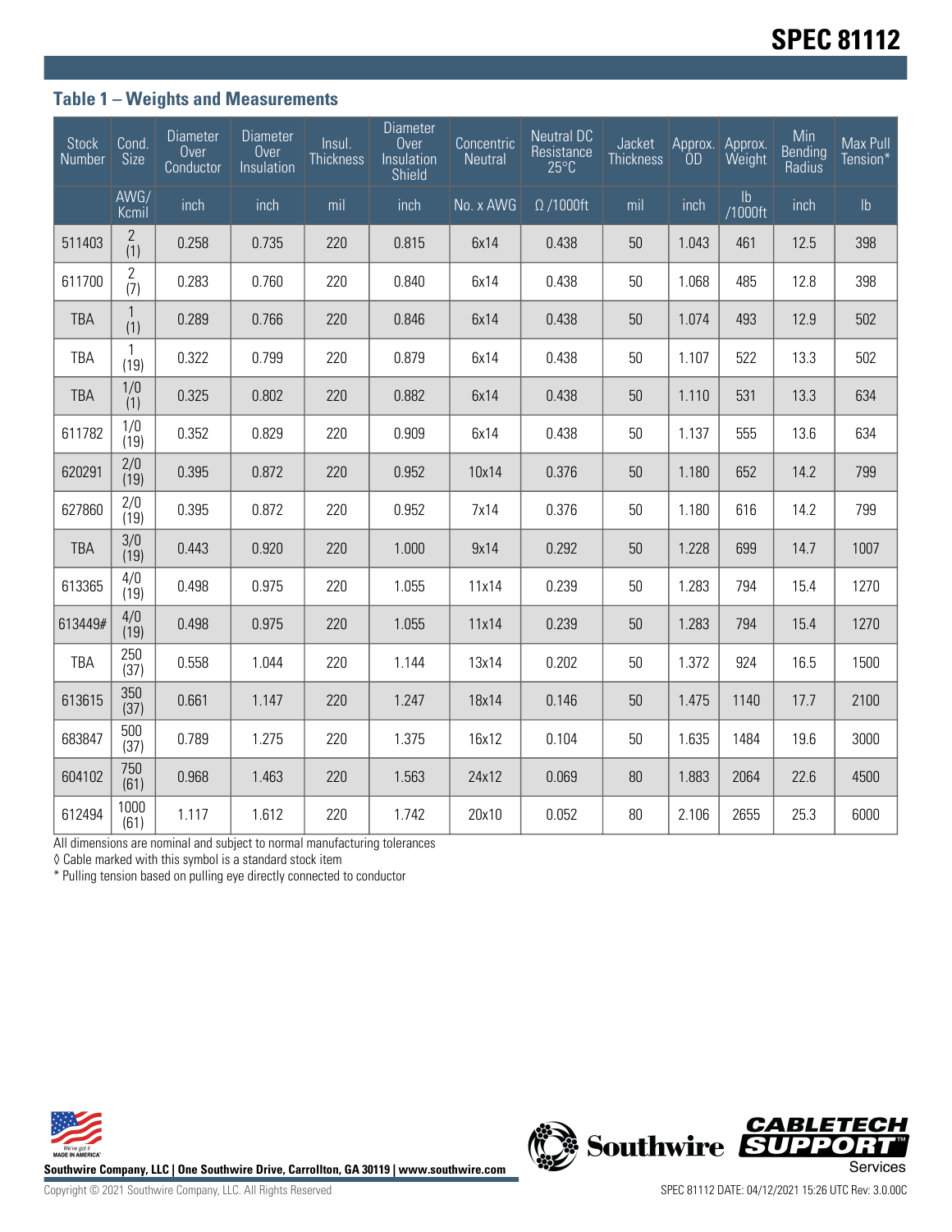## Table 1 – Weights and Measurements

| Stock Number | Cond. Size | Diameter Over Conductor | Diameter Over Insulation | Insul. Thickness | Diameter Over Insulation Shield | Concentric Neutral | Neutral DC Resistance 25°C | Jacket Thickness | Approx. OD | Approx. Weight | Min Bending Radius | Max Pull Tension* |
|---|---|---|---|---|---|---|---|---|---|---|---|---|
| | AWG/ Kcmil | inch | inch | mil | inch | No. x AWG | Ω /1000ft | mil | inch | lb /1000ft | inch | lb |
| 511403 | 2 (1) | 0.258 | 0.735 | 220 | 0.815 | 6x14 | 0.438 | 50 | 1.043 | 461 | 12.5 | 398 |
| 611700 | 2 (7) | 0.283 | 0.760 | 220 | 0.840 | 6x14 | 0.438 | 50 | 1.068 | 485 | 12.8 | 398 |
| TBA | 1 (1) | 0.289 | 0.766 | 220 | 0.846 | 6x14 | 0.438 | 50 | 1.074 | 493 | 12.9 | 502 |
| TBA | 1 (19) | 0.322 | 0.799 | 220 | 0.879 | 6x14 | 0.438 | 50 | 1.107 | 522 | 13.3 | 502 |
| TBA | 1/0 (1) | 0.325 | 0.802 | 220 | 0.882 | 6x14 | 0.438 | 50 | 1.110 | 531 | 13.3 | 634 |
| 611782 | 1/0 (19) | 0.352 | 0.829 | 220 | 0.909 | 6x14 | 0.438 | 50 | 1.137 | 555 | 13.6 | 634 |
| 620291 | 2/0 (19) | 0.395 | 0.872 | 220 | 0.952 | 10x14 | 0.376 | 50 | 1.180 | 652 | 14.2 | 799 |
| 627860 | 2/0 (19) | 0.395 | 0.872 | 220 | 0.952 | 7x14 | 0.376 | 50 | 1.180 | 616 | 14.2 | 799 |
| TBA | 3/0 (19) | 0.443 | 0.920 | 220 | 1.000 | 9x14 | 0.292 | 50 | 1.228 | 699 | 14.7 | 1007 |
| 613365 | 4/0 (19) | 0.498 | 0.975 | 220 | 1.055 | 11x14 | 0.239 | 50 | 1.283 | 794 | 15.4 | 1270 |
| 613449# | 4/0 (19) | 0.498 | 0.975 | 220 | 1.055 | 11x14 | 0.239 | 50 | 1.283 | 794 | 15.4 | 1270 |
| TBA | 250 (37) | 0.558 | 1.044 | 220 | 1.144 | 13x14 | 0.202 | 50 | 1.372 | 924 | 16.5 | 1500 |
| 613615 | 350 (37) | 0.661 | 1.147 | 220 | 1.247 | 18x14 | 0.146 | 50 | 1.475 | 1140 | 17.7 | 2100 |
| 683847 | 500 (37) | 0.789 | 1.275 | 220 | 1.375 | 16x12 | 0.104 | 50 | 1.635 | 1484 | 19.6 | 3000 |
| 604102 | 750 (61) | 0.968 | 1.463 | 220 | 1.563 | 24x12 | 0.069 | 80 | 1.883 | 2064 | 22.6 | 4500 |
| 612494 | 1000 (61) | 1.117 | 1.612 | 220 | 1.742 | 20x10 | 0.052 | 80 | 2.106 | 2655 | 25.3 | 6000 |

All dimensions are nominal and subject to normal manufacturing tolerances

◊ Cable marked with this symbol is a standard stock item

* Pulling tension based on pulling eye directly connected to conductor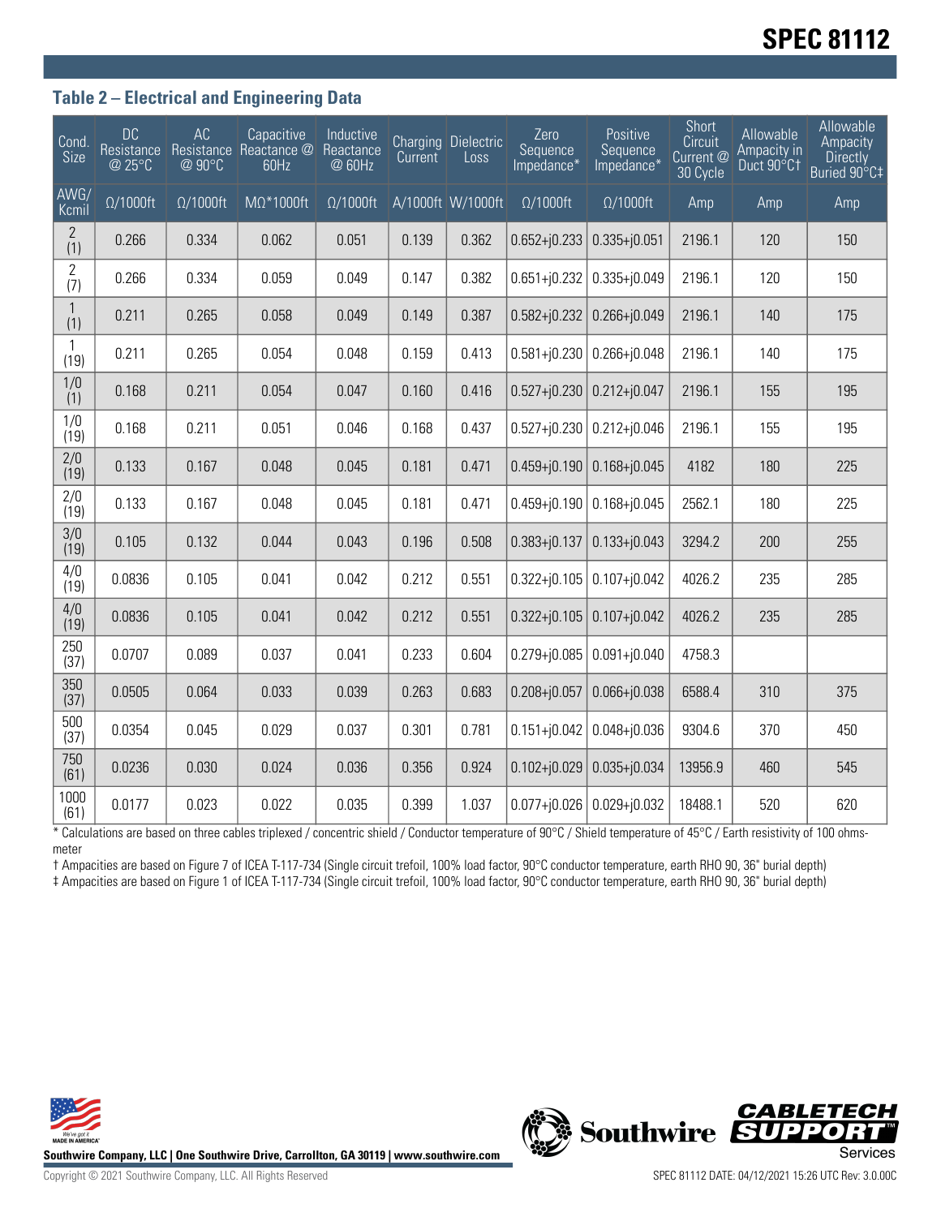### Table 2 – Electrical and Engineering Data

| Cond. Size | DC Resistance @ 25°C | AC Resistance @ 90°C | Capacitive Reactance @ 60Hz | Inductive Reactance @ 60Hz | Charging Current | Dielectric Loss | Zero Sequence Impedance* | Positive Sequence Impedance* | Short Circuit Current @ 30 Cycle | Allowable Ampacity in Duct 90°C† | Allowable Ampacity Directly Buried 90°C‡ |
|---|---|---|---|---|---|---|---|---|---|---|---|
| AWG/ Kcmil | Ω/1000ft | Ω/1000ft | MΩ*1000ft | Ω/1000ft | A/1000ft | W/1000ft | Ω/1000ft | Ω/1000ft | Amp | Amp | Amp |
| 2 (1) | 0.266 | 0.334 | 0.062 | 0.051 | 0.139 | 0.362 | 0.652+j0.233 | 0.335+j0.051 | 2196.1 | 120 | 150 |
| 2 (7) | 0.266 | 0.334 | 0.059 | 0.049 | 0.147 | 0.382 | 0.651+j0.232 | 0.335+j0.049 | 2196.1 | 120 | 150 |
| 1 (1) | 0.211 | 0.265 | 0.058 | 0.049 | 0.149 | 0.387 | 0.582+j0.232 | 0.266+j0.049 | 2196.1 | 140 | 175 |
| 1 (19) | 0.211 | 0.265 | 0.054 | 0.048 | 0.159 | 0.413 | 0.581+j0.230 | 0.266+j0.048 | 2196.1 | 140 | 175 |
| 1/0 (1) | 0.168 | 0.211 | 0.054 | 0.047 | 0.160 | 0.416 | 0.527+j0.230 | 0.212+j0.047 | 2196.1 | 155 | 195 |
| 1/0 (19) | 0.168 | 0.211 | 0.051 | 0.046 | 0.168 | 0.437 | 0.527+j0.230 | 0.212+j0.046 | 2196.1 | 155 | 195 |
| 2/0 (19) | 0.133 | 0.167 | 0.048 | 0.045 | 0.181 | 0.471 | 0.459+j0.190 | 0.168+j0.045 | 4182 | 180 | 225 |
| 2/0 (19) | 0.133 | 0.167 | 0.048 | 0.045 | 0.181 | 0.471 | 0.459+j0.190 | 0.168+j0.045 | 2562.1 | 180 | 225 |
| 3/0 (19) | 0.105 | 0.132 | 0.044 | 0.043 | 0.196 | 0.508 | 0.383+j0.137 | 0.133+j0.043 | 3294.2 | 200 | 255 |
| 4/0 (19) | 0.0836 | 0.105 | 0.041 | 0.042 | 0.212 | 0.551 | 0.322+j0.105 | 0.107+j0.042 | 4026.2 | 235 | 285 |
| 4/0 (19) | 0.0836 | 0.105 | 0.041 | 0.042 | 0.212 | 0.551 | 0.322+j0.105 | 0.107+j0.042 | 4026.2 | 235 | 285 |
| 250 (37) | 0.0707 | 0.089 | 0.037 | 0.041 | 0.233 | 0.604 | 0.279+j0.085 | 0.091+j0.040 | 4758.3 | | |
| 350 (37) | 0.0505 | 0.064 | 0.033 | 0.039 | 0.263 | 0.683 | 0.208+j0.057 | 0.066+j0.038 | 6588.4 | 310 | 375 |
| 500 (37) | 0.0354 | 0.045 | 0.029 | 0.037 | 0.301 | 0.781 | 0.151+j0.042 | 0.048+j0.036 | 9304.6 | 370 | 450 |
| 750 (61) | 0.0236 | 0.030 | 0.024 | 0.036 | 0.356 | 0.924 | 0.102+j0.029 | 0.035+j0.034 | 13956.9 | 460 | 545 |
| 1000 (61) | 0.0177 | 0.023 | 0.022 | 0.035 | 0.399 | 1.037 | 0.077+j0.026 | 0.029+j0.032 | 18488.1 | 520 | 620 |

* Calculations are based on three cables triplexed / concentric shield / Conductor temperature of 90°C / Shield temperature of 45°C / Earth resistivity of 100 ohms-meter

† Ampacities are based on Figure 7 of ICEA T-117-734 (Single circuit trefoil, 100% load factor, 90°C conductor temperature, earth RHO 90, 36" burial depth)

‡ Ampacities are based on Figure 1 of ICEA T-117-734 (Single circuit trefoil, 100% load factor, 90°C conductor temperature, earth RHO 90, 36" burial depth)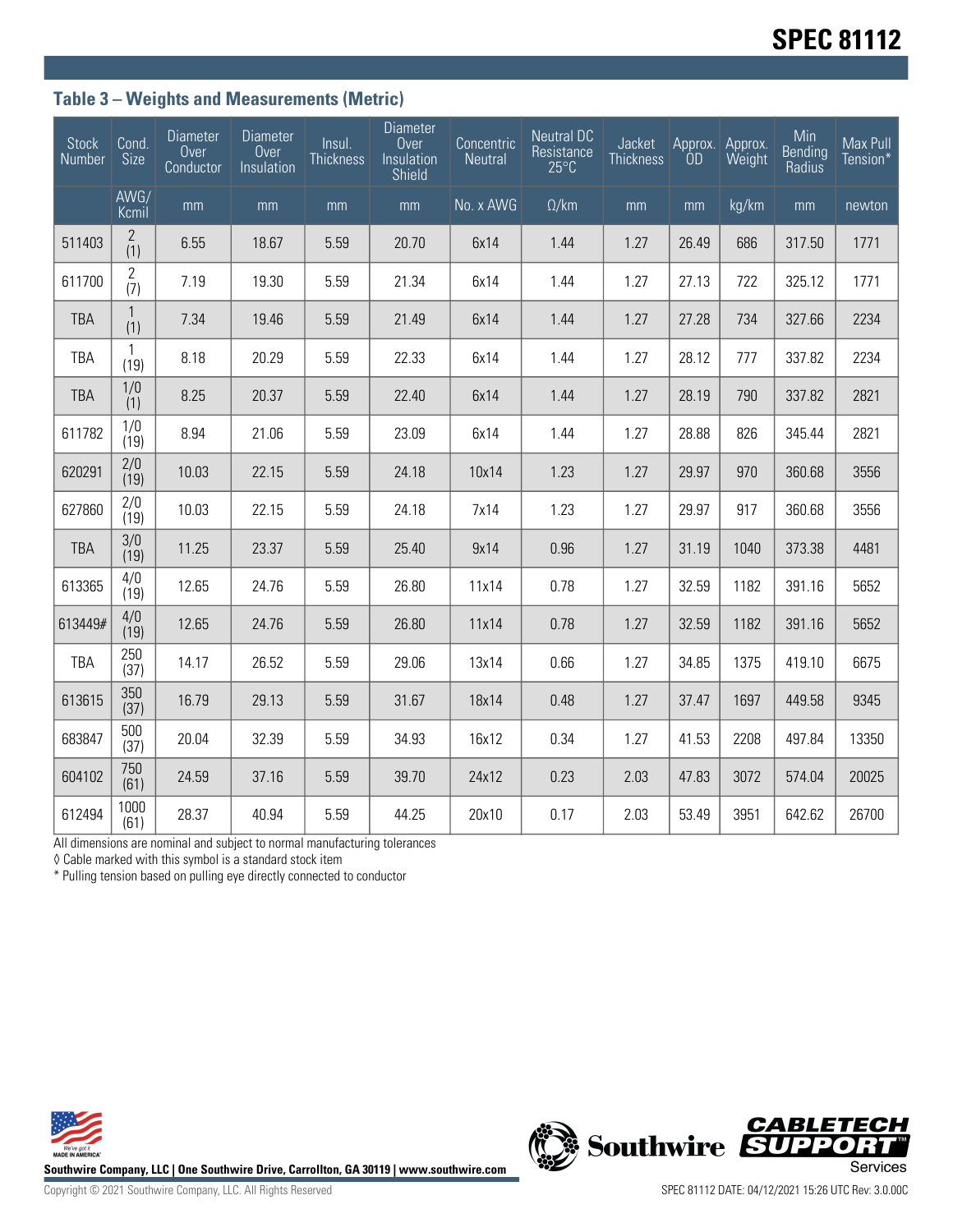### Table 3 – Weights and Measurements (Metric)

| Stock Number | Cond. Size | Diameter Over Conductor | Diameter Over Insulation | Insul. Thickness | Diameter Over Insulation Shield | Concentric Neutral | Neutral DC Resistance 25°C | Jacket Thickness | Approx. OD | Approx. Weight | Min Bending Radius | Max Pull Tension* |
|---|---|---|---|---|---|---|---|---|---|---|---|---|
| | AWG/ Kcmil | mm | mm | mm | mm | No. x AWG | Ω/km | mm | mm | kg/km | mm | newton |
| 511403 | 2 (1) | 6.55 | 18.67 | 5.59 | 20.70 | 6x14 | 1.44 | 1.27 | 26.49 | 686 | 317.50 | 1771 |
| 611700 | 2 (7) | 7.19 | 19.30 | 5.59 | 21.34 | 6x14 | 1.44 | 1.27 | 27.13 | 722 | 325.12 | 1771 |
| TBA | 1 (1) | 7.34 | 19.46 | 5.59 | 21.49 | 6x14 | 1.44 | 1.27 | 27.28 | 734 | 327.66 | 2234 |
| TBA | 1 (19) | 8.18 | 20.29 | 5.59 | 22.33 | 6x14 | 1.44 | 1.27 | 28.12 | 777 | 337.82 | 2234 |
| TBA | 1/0 (1) | 8.25 | 20.37 | 5.59 | 22.40 | 6x14 | 1.44 | 1.27 | 28.19 | 790 | 337.82 | 2821 |
| 611782 | 1/0 (19) | 8.94 | 21.06 | 5.59 | 23.09 | 6x14 | 1.44 | 1.27 | 28.88 | 826 | 345.44 | 2821 |
| 620291 | 2/0 (19) | 10.03 | 22.15 | 5.59 | 24.18 | 10x14 | 1.23 | 1.27 | 29.97 | 970 | 360.68 | 3556 |
| 627860 | 2/0 (19) | 10.03 | 22.15 | 5.59 | 24.18 | 7x14 | 1.23 | 1.27 | 29.97 | 917 | 360.68 | 3556 |
| TBA | 3/0 (19) | 11.25 | 23.37 | 5.59 | 25.40 | 9x14 | 0.96 | 1.27 | 31.19 | 1040 | 373.38 | 4481 |
| 613365 | 4/0 (19) | 12.65 | 24.76 | 5.59 | 26.80 | 11x14 | 0.78 | 1.27 | 32.59 | 1182 | 391.16 | 5652 |
| 613449# | 4/0 (19) | 12.65 | 24.76 | 5.59 | 26.80 | 11x14 | 0.78 | 1.27 | 32.59 | 1182 | 391.16 | 5652 |
| TBA | 250 (37) | 14.17 | 26.52 | 5.59 | 29.06 | 13x14 | 0.66 | 1.27 | 34.85 | 1375 | 419.10 | 6675 |
| 613615 | 350 (37) | 16.79 | 29.13 | 5.59 | 31.67 | 18x14 | 0.48 | 1.27 | 37.47 | 1697 | 449.58 | 9345 |
| 683847 | 500 (37) | 20.04 | 32.39 | 5.59 | 34.93 | 16x12 | 0.34 | 1.27 | 41.53 | 2208 | 497.84 | 13350 |
| 604102 | 750 (61) | 24.59 | 37.16 | 5.59 | 39.70 | 24x12 | 0.23 | 2.03 | 47.83 | 3072 | 574.04 | 20025 |
| 612494 | 1000 (61) | 28.37 | 40.94 | 5.59 | 44.25 | 20x10 | 0.17 | 2.03 | 53.49 | 3951 | 642.62 | 26700 |

All dimensions are nominal and subject to normal manufacturing tolerances

◊ Cable marked with this symbol is a standard stock item

* Pulling tension based on pulling eye directly connected to conductor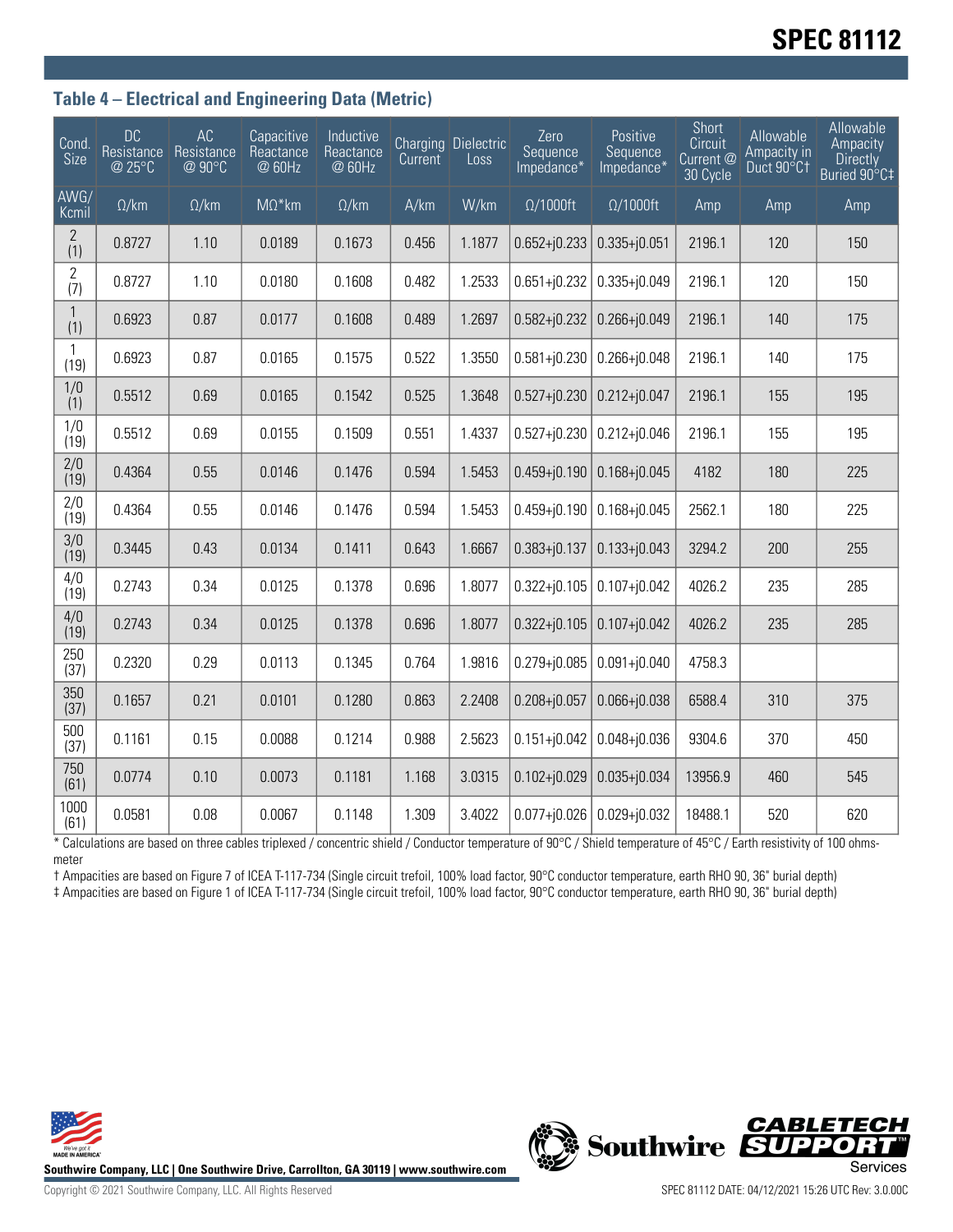### Table 4 – Electrical and Engineering Data (Metric)

| Cond. Size | DC Resistance @ 25°C | AC Resistance @ 90°C | Capacitive Reactance @ 60Hz | Inductive Reactance @ 60Hz | Charging Current | Dielectric Loss | Zero Sequence Impedance* | Positive Sequence Impedance* | Short Circuit Current @ 30 Cycle | Allowable Ampacity in Duct 90°C† | Allowable Ampacity Directly Buried 90°C‡ |
|---|---|---|---|---|---|---|---|---|---|---|---|
| AWG/ Kcmil | Ω/km | Ω/km | MΩ*km | Ω/km | A/km | W/km | Ω/1000ft | Ω/1000ft | Amp | Amp | Amp |
| 2 (1) | 0.8727 | 1.10 | 0.0189 | 0.1673 | 0.456 | 1.1877 | 0.652+j0.233 | 0.335+j0.051 | 2196.1 | 120 | 150 |
| 2 (7) | 0.8727 | 1.10 | 0.0180 | 0.1608 | 0.482 | 1.2533 | 0.651+j0.232 | 0.335+j0.049 | 2196.1 | 120 | 150 |
| 1 (1) | 0.6923 | 0.87 | 0.0177 | 0.1608 | 0.489 | 1.2697 | 0.582+j0.232 | 0.266+j0.049 | 2196.1 | 140 | 175 |
| 1 (19) | 0.6923 | 0.87 | 0.0165 | 0.1575 | 0.522 | 1.3550 | 0.581+j0.230 | 0.266+j0.048 | 2196.1 | 140 | 175 |
| 1/0 (1) | 0.5512 | 0.69 | 0.0165 | 0.1542 | 0.525 | 1.3648 | 0.527+j0.230 | 0.212+j0.047 | 2196.1 | 155 | 195 |
| 1/0 (19) | 0.5512 | 0.69 | 0.0155 | 0.1509 | 0.551 | 1.4337 | 0.527+j0.230 | 0.212+j0.046 | 2196.1 | 155 | 195 |
| 2/0 (19) | 0.4364 | 0.55 | 0.0146 | 0.1476 | 0.594 | 1.5453 | 0.459+j0.190 | 0.168+j0.045 | 4182 | 180 | 225 |
| 2/0 (19) | 0.4364 | 0.55 | 0.0146 | 0.1476 | 0.594 | 1.5453 | 0.459+j0.190 | 0.168+j0.045 | 2562.1 | 180 | 225 |
| 3/0 (19) | 0.3445 | 0.43 | 0.0134 | 0.1411 | 0.643 | 1.6667 | 0.383+j0.137 | 0.133+j0.043 | 3294.2 | 200 | 255 |
| 4/0 (19) | 0.2743 | 0.34 | 0.0125 | 0.1378 | 0.696 | 1.8077 | 0.322+j0.105 | 0.107+j0.042 | 4026.2 | 235 | 285 |
| 4/0 (19) | 0.2743 | 0.34 | 0.0125 | 0.1378 | 0.696 | 1.8077 | 0.322+j0.105 | 0.107+j0.042 | 4026.2 | 235 | 285 |
| 250 (37) | 0.2320 | 0.29 | 0.0113 | 0.1345 | 0.764 | 1.9816 | 0.279+j0.085 | 0.091+j0.040 | 4758.3 | | |
| 350 (37) | 0.1657 | 0.21 | 0.0101 | 0.1280 | 0.863 | 2.2408 | 0.208+j0.057 | 0.066+j0.038 | 6588.4 | 310 | 375 |
| 500 (37) | 0.1161 | 0.15 | 0.0088 | 0.1214 | 0.988 | 2.5623 | 0.151+j0.042 | 0.048+j0.036 | 9304.6 | 370 | 450 |
| 750 (61) | 0.0774 | 0.10 | 0.0073 | 0.1181 | 1.168 | 3.0315 | 0.102+j0.029 | 0.035+j0.034 | 13956.9 | 460 | 545 |
| 1000 (61) | 0.0581 | 0.08 | 0.0067 | 0.1148 | 1.309 | 3.4022 | 0.077+j0.026 | 0.029+j0.032 | 18488.1 | 520 | 620 |

\* Calculations are based on three cables triplexed / concentric shield / Conductor temperature of 90°C / Shield temperature of 45°C / Earth resistivity of 100 ohms-meter

† Ampacities are based on Figure 7 of ICEA T-117-734 (Single circuit trefoil, 100% load factor, 90°C conductor temperature, earth RHO 90, 36" burial depth)

‡ Ampacities are based on Figure 1 of ICEA T-117-734 (Single circuit trefoil, 100% load factor, 90°C conductor temperature, earth RHO 90, 36" burial depth)